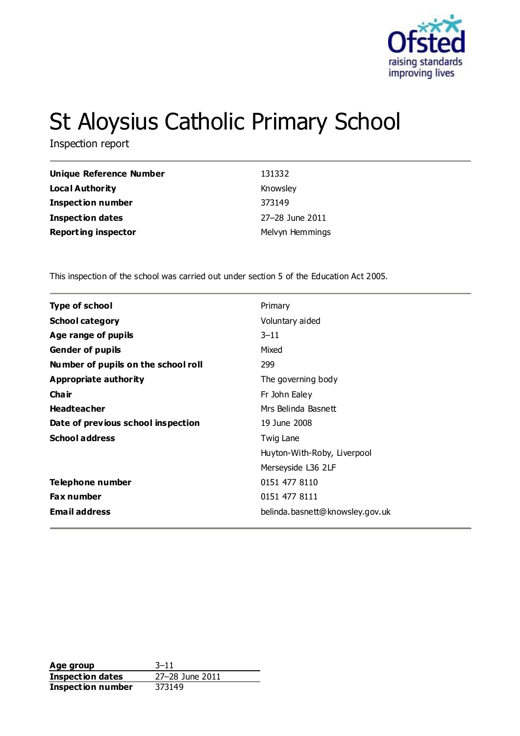Ofsted
raising standards
improving lives

# St Aloysius Catholic Primary School

Inspection report

| | |
|---|---|
| **Unique Reference Number** | 131332 |
| **Local Authority** | Knowsley |
| **Inspection number** | 373149 |
| **Inspection dates** | 27–28 June 2011 |
| **Reporting inspector** | Melvyn Hemmings |

This inspection of the school was carried out under section 5 of the Education Act 2005.

| | |
|---|---|
| **Type of school** | Primary |
| **School category** | Voluntary aided |
| **Age range of pupils** | 3–11 |
| **Gender of pupils** | Mixed |
| **Number of pupils on the school roll** | 299 |
| **Appropriate authority** | The governing body |
| **Chair** | Fr John Ealey |
| **Headteacher** | Mrs Belinda Basnett |
| **Date of previous school inspection** | 19 June 2008 |
| **School address** | Twig Lane<br>Huyton-With-Roby, Liverpool<br>Merseyside L36 2LF |
| **Telephone number** | 0151 477 8110 |
| **Fax number** | 0151 477 8111 |
| **Email address** | belinda.basnett@knowsley.gov.uk |

| | |
|---|---|
| **Age group** | 3–11 |
| **Inspection dates** | 27–28 June 2011 |
| **Inspection number** | 373149 |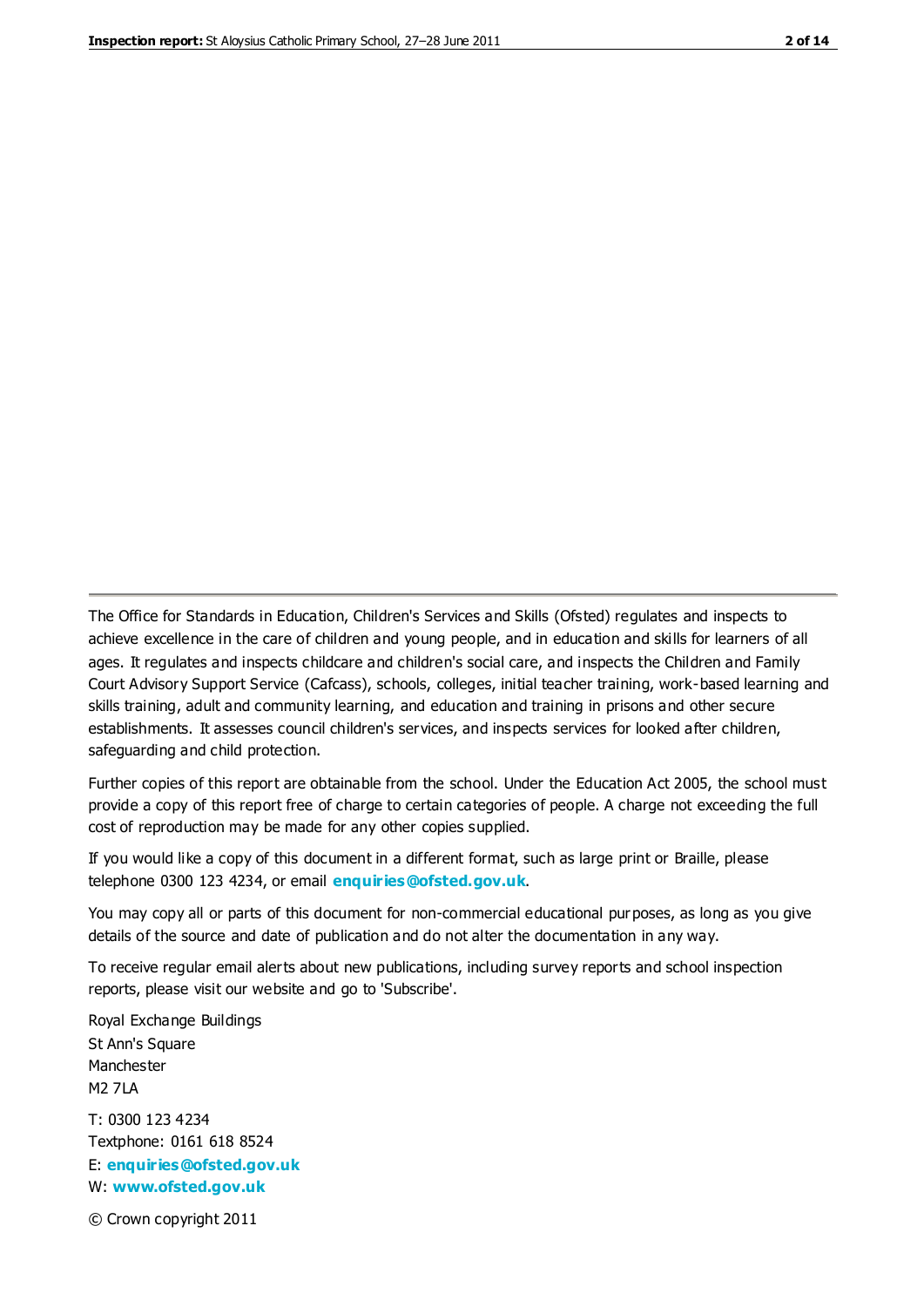The Office for Standards in Education, Children's Services and Skills (Ofsted) regulates and inspects to achieve excellence in the care of children and young people, and in education and skills for learners of all ages. It regulates and inspects childcare and children's social care, and inspects the Children and Family Court Advisory Support Service (Cafcass), schools, colleges, initial teacher training, work-based learning and skills training, adult and community learning, and education and training in prisons and other secure establishments. It assesses council children's services, and inspects services for looked after children, safeguarding and child protection.

Further copies of this report are obtainable from the school. Under the Education Act 2005, the school must provide a copy of this report free of charge to certain categories of people. A charge not exceeding the full cost of reproduction may be made for any other copies supplied.

If you would like a copy of this document in a different format, such as large print or Braille, please telephone 0300 123 4234, or email **enquiries@ofsted.gov.uk**.

You may copy all or parts of this document for non-commercial educational purposes, as long as you give details of the source and date of publication and do not alter the documentation in any way.

To receive regular email alerts about new publications, including survey reports and school inspection reports, please visit our website and go to 'Subscribe'.

Royal Exchange Buildings
St Ann's Square
Manchester
M2 7LA

T: 0300 123 4234
Textphone: 0161 618 8524
E: **enquiries@ofsted.gov.uk**
W: **www.ofsted.gov.uk**

© Crown copyright 2011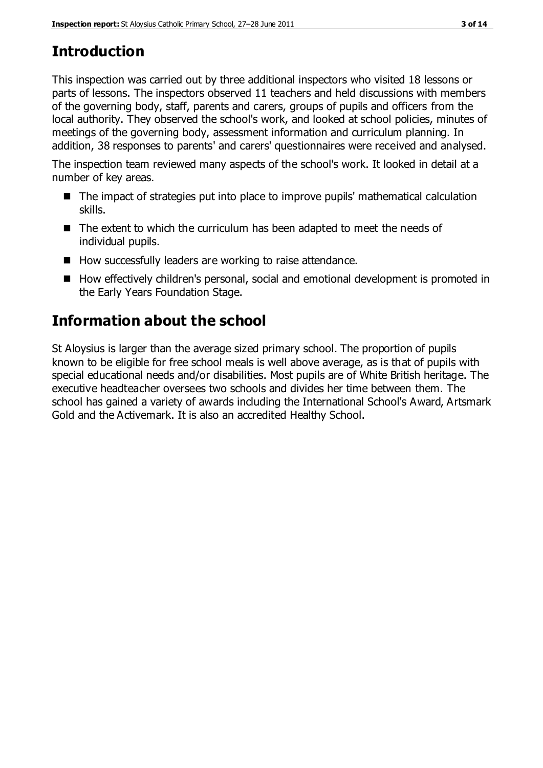## Introduction

This inspection was carried out by three additional inspectors who visited 18 lessons or parts of lessons. The inspectors observed 11 teachers and held discussions with members of the governing body, staff, parents and carers, groups of pupils and officers from the local authority. They observed the school's work, and looked at school policies, minutes of meetings of the governing body, assessment information and curriculum planning. In addition, 38 responses to parents' and carers' questionnaires were received and analysed.

The inspection team reviewed many aspects of the school's work. It looked in detail at a number of key areas.

- The impact of strategies put into place to improve pupils' mathematical calculation skills.
- The extent to which the curriculum has been adapted to meet the needs of individual pupils.
- How successfully leaders are working to raise attendance.
- How effectively children's personal, social and emotional development is promoted in the Early Years Foundation Stage.

## Information about the school

St Aloysius is larger than the average sized primary school. The proportion of pupils known to be eligible for free school meals is well above average, as is that of pupils with special educational needs and/or disabilities. Most pupils are of White British heritage. The executive headteacher oversees two schools and divides her time between them. The school has gained a variety of awards including the International School's Award, Artsmark Gold and the Activemark. It is also an accredited Healthy School.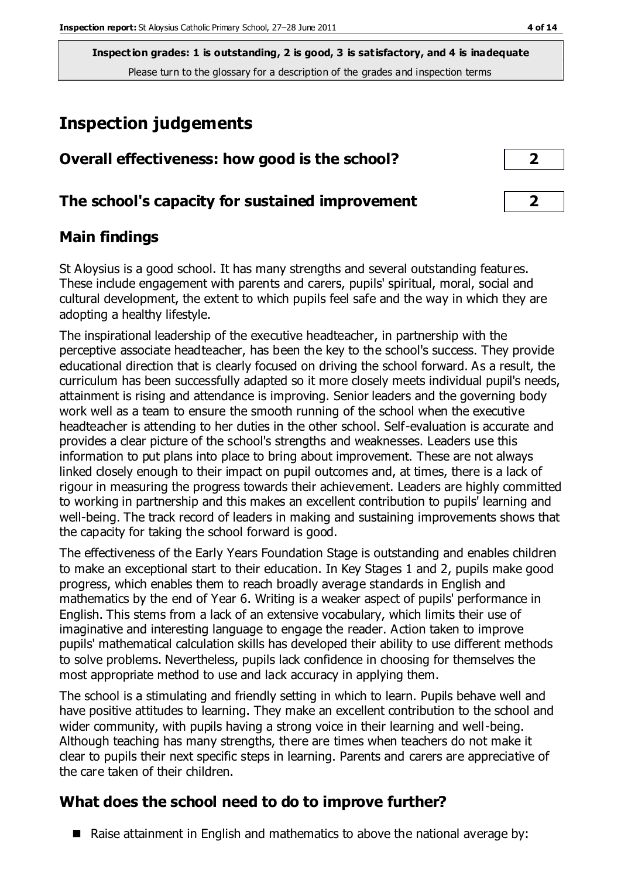**Inspection grades: 1 is outstanding, 2 is good, 3 is satisfactory, and 4 is inadequate**
Please turn to the glossary for a description of the grades and inspection terms

# Inspection judgements

## Overall effectiveness: how good is the school? — 2

## The school's capacity for sustained improvement — 2

## Main findings

St Aloysius is a good school. It has many strengths and several outstanding features. These include engagement with parents and carers, pupils' spiritual, moral, social and cultural development, the extent to which pupils feel safe and the way in which they are adopting a healthy lifestyle.

The inspirational leadership of the executive headteacher, in partnership with the perceptive associate headteacher, has been the key to the school's success. They provide educational direction that is clearly focused on driving the school forward. As a result, the curriculum has been successfully adapted so it more closely meets individual pupil's needs, attainment is rising and attendance is improving. Senior leaders and the governing body work well as a team to ensure the smooth running of the school when the executive headteacher is attending to her duties in the other school. Self-evaluation is accurate and provides a clear picture of the school's strengths and weaknesses. Leaders use this information to put plans into place to bring about improvement. These are not always linked closely enough to their impact on pupil outcomes and, at times, there is a lack of rigour in measuring the progress towards their achievement. Leaders are highly committed to working in partnership and this makes an excellent contribution to pupils' learning and well-being. The track record of leaders in making and sustaining improvements shows that the capacity for taking the school forward is good.

The effectiveness of the Early Years Foundation Stage is outstanding and enables children to make an exceptional start to their education. In Key Stages 1 and 2, pupils make good progress, which enables them to reach broadly average standards in English and mathematics by the end of Year 6. Writing is a weaker aspect of pupils' performance in English. This stems from a lack of an extensive vocabulary, which limits their use of imaginative and interesting language to engage the reader. Action taken to improve pupils' mathematical calculation skills has developed their ability to use different methods to solve problems. Nevertheless, pupils lack confidence in choosing for themselves the most appropriate method to use and lack accuracy in applying them.

The school is a stimulating and friendly setting in which to learn. Pupils behave well and have positive attitudes to learning. They make an excellent contribution to the school and wider community, with pupils having a strong voice in their learning and well-being. Although teaching has many strengths, there are times when teachers do not make it clear to pupils their next specific steps in learning. Parents and carers are appreciative of the care taken of their children.

## What does the school need to do to improve further?

- Raise attainment in English and mathematics to above the national average by: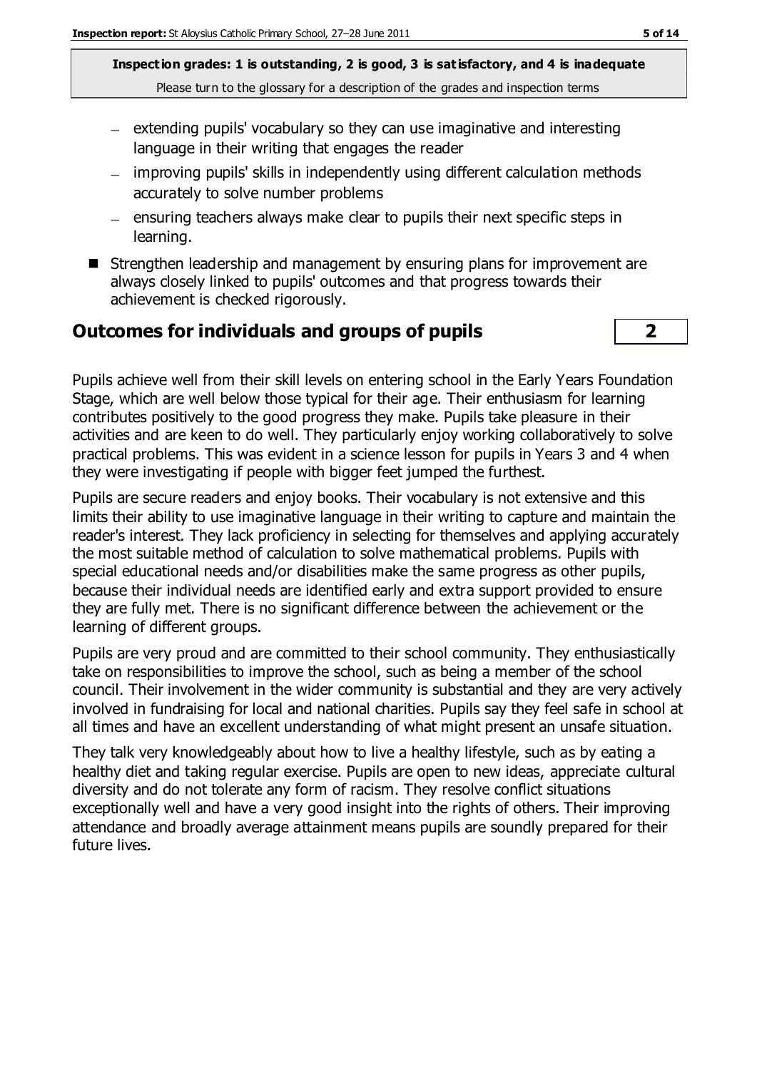**Inspection grades: 1 is outstanding, 2 is good, 3 is satisfactory, and 4 is inadequate**
Please turn to the glossary for a description of the grades and inspection terms

- extending pupils' vocabulary so they can use imaginative and interesting language in their writing that engages the reader
- improving pupils' skills in independently using different calculation methods accurately to solve number problems
- ensuring teachers always make clear to pupils their next specific steps in learning.

- Strengthen leadership and management by ensuring plans for improvement are always closely linked to pupils' outcomes and that progress towards their achievement is checked rigorously.

## Outcomes for individuals and groups of pupils — 2

Pupils achieve well from their skill levels on entering school in the Early Years Foundation Stage, which are well below those typical for their age. Their enthusiasm for learning contributes positively to the good progress they make. Pupils take pleasure in their activities and are keen to do well. They particularly enjoy working collaboratively to solve practical problems. This was evident in a science lesson for pupils in Years 3 and 4 when they were investigating if people with bigger feet jumped the furthest.

Pupils are secure readers and enjoy books. Their vocabulary is not extensive and this limits their ability to use imaginative language in their writing to capture and maintain the reader's interest. They lack proficiency in selecting for themselves and applying accurately the most suitable method of calculation to solve mathematical problems. Pupils with special educational needs and/or disabilities make the same progress as other pupils, because their individual needs are identified early and extra support provided to ensure they are fully met. There is no significant difference between the achievement or the learning of different groups.

Pupils are very proud and are committed to their school community. They enthusiastically take on responsibilities to improve the school, such as being a member of the school council. Their involvement in the wider community is substantial and they are very actively involved in fundraising for local and national charities. Pupils say they feel safe in school at all times and have an excellent understanding of what might present an unsafe situation.

They talk very knowledgeably about how to live a healthy lifestyle, such as by eating a healthy diet and taking regular exercise. Pupils are open to new ideas, appreciate cultural diversity and do not tolerate any form of racism. They resolve conflict situations exceptionally well and have a very good insight into the rights of others. Their improving attendance and broadly average attainment means pupils are soundly prepared for their future lives.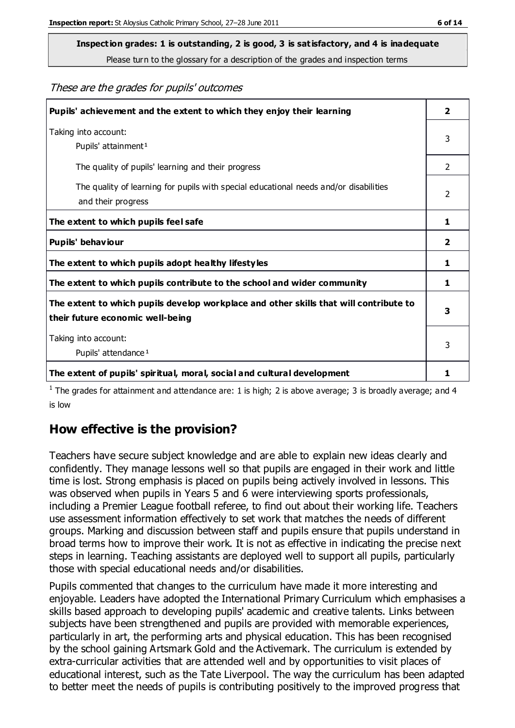**Inspection grades: 1 is outstanding, 2 is good, 3 is satisfactory, and 4 is inadequate**

Please turn to the glossary for a description of the grades and inspection terms

*These are the grades for pupils' outcomes*

| | |
|---|---|
| **Pupils' achievement and the extent to which they enjoy their learning** | **2** |
| Taking into account: Pupils' attainment[1] | 3 |
| The quality of pupils' learning and their progress | 2 |
| The quality of learning for pupils with special educational needs and/or disabilities and their progress | 2 |
| **The extent to which pupils feel safe** | **1** |
| **Pupils' behaviour** | **2** |
| **The extent to which pupils adopt healthy lifestyles** | **1** |
| **The extent to which pupils contribute to the school and wider community** | **1** |
| **The extent to which pupils develop workplace and other skills that will contribute to their future economic well-being** | **3** |
| Taking into account: Pupils' attendance[1] | 3 |
| **The extent of pupils' spiritual, moral, social and cultural development** | **1** |

[1] The grades for attainment and attendance are: 1 is high; 2 is above average; 3 is broadly average; and 4 is low

## How effective is the provision?

Teachers have secure subject knowledge and are able to explain new ideas clearly and confidently. They manage lessons well so that pupils are engaged in their work and little time is lost. Strong emphasis is placed on pupils being actively involved in lessons. This was observed when pupils in Years 5 and 6 were interviewing sports professionals, including a Premier League football referee, to find out about their working life. Teachers use assessment information effectively to set work that matches the needs of different groups. Marking and discussion between staff and pupils ensure that pupils understand in broad terms how to improve their work. It is not as effective in indicating the precise next steps in learning. Teaching assistants are deployed well to support all pupils, particularly those with special educational needs and/or disabilities.

Pupils commented that changes to the curriculum have made it more interesting and enjoyable. Leaders have adopted the International Primary Curriculum which emphasises a skills based approach to developing pupils' academic and creative talents. Links between subjects have been strengthened and pupils are provided with memorable experiences, particularly in art, the performing arts and physical education. This has been recognised by the school gaining Artsmark Gold and the Activemark. The curriculum is extended by extra-curricular activities that are attended well and by opportunities to visit places of educational interest, such as the Tate Liverpool. The way the curriculum has been adapted to better meet the needs of pupils is contributing positively to the improved progress that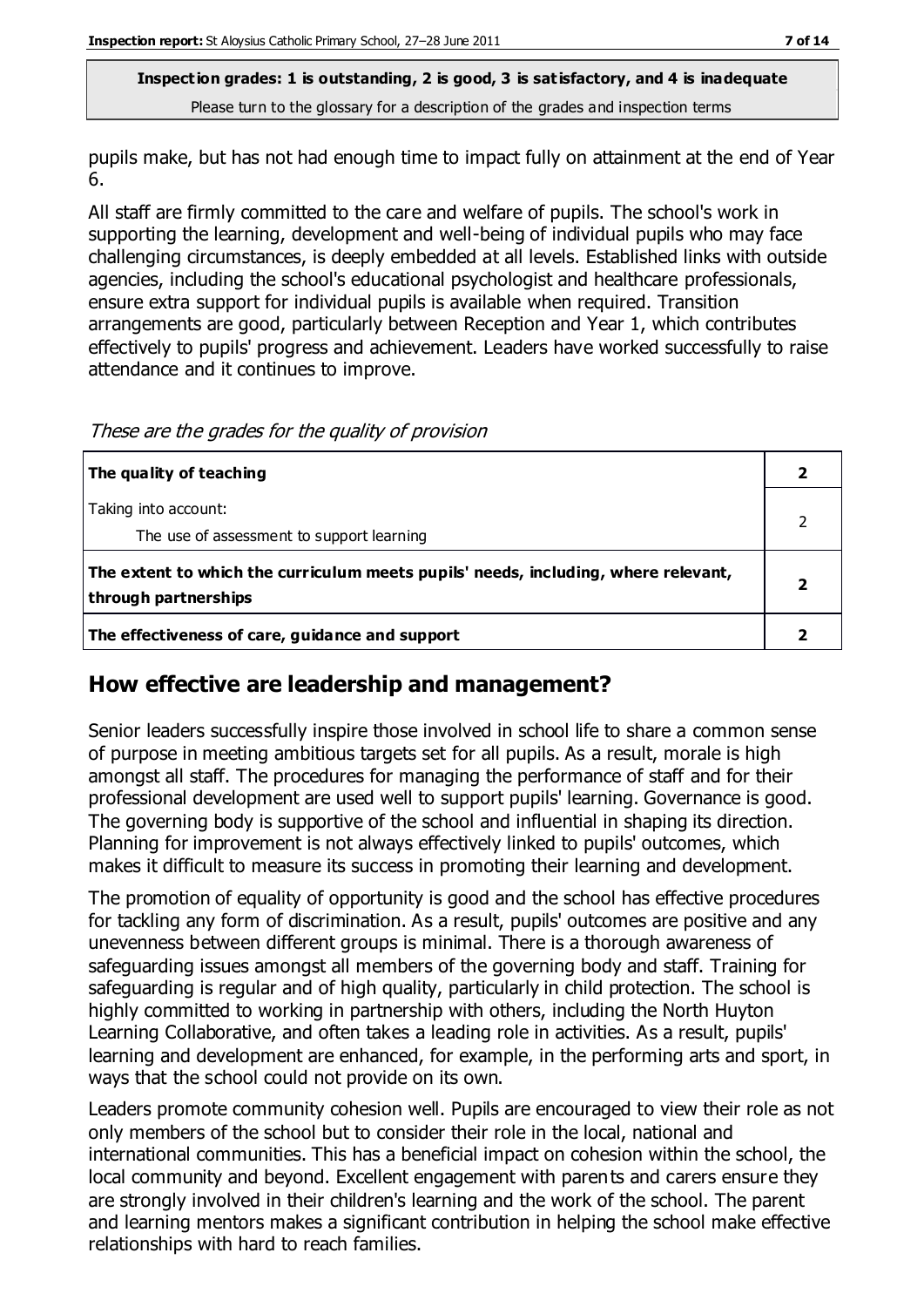**Inspection grades: 1 is outstanding, 2 is good, 3 is satisfactory, and 4 is inadequate**
Please turn to the glossary for a description of the grades and inspection terms

pupils make, but has not had enough time to impact fully on attainment at the end of Year 6.

All staff are firmly committed to the care and welfare of pupils. The school's work in supporting the learning, development and well-being of individual pupils who may face challenging circumstances, is deeply embedded at all levels. Established links with outside agencies, including the school's educational psychologist and healthcare professionals, ensure extra support for individual pupils is available when required. Transition arrangements are good, particularly between Reception and Year 1, which contributes effectively to pupils' progress and achievement. Leaders have worked successfully to raise attendance and it continues to improve.

*These are the grades for the quality of provision*

| | |
|---|---|
| **The quality of teaching** | **2** |
| Taking into account:<br>The use of assessment to support learning | 2 |
| **The extent to which the curriculum meets pupils' needs, including, where relevant, through partnerships** | **2** |
| **The effectiveness of care, guidance and support** | **2** |

## How effective are leadership and management?

Senior leaders successfully inspire those involved in school life to share a common sense of purpose in meeting ambitious targets set for all pupils. As a result, morale is high amongst all staff. The procedures for managing the performance of staff and for their professional development are used well to support pupils' learning. Governance is good. The governing body is supportive of the school and influential in shaping its direction. Planning for improvement is not always effectively linked to pupils' outcomes, which makes it difficult to measure its success in promoting their learning and development.

The promotion of equality of opportunity is good and the school has effective procedures for tackling any form of discrimination. As a result, pupils' outcomes are positive and any unevenness between different groups is minimal. There is a thorough awareness of safeguarding issues amongst all members of the governing body and staff. Training for safeguarding is regular and of high quality, particularly in child protection. The school is highly committed to working in partnership with others, including the North Huyton Learning Collaborative, and often takes a leading role in activities. As a result, pupils' learning and development are enhanced, for example, in the performing arts and sport, in ways that the school could not provide on its own.

Leaders promote community cohesion well. Pupils are encouraged to view their role as not only members of the school but to consider their role in the local, national and international communities. This has a beneficial impact on cohesion within the school, the local community and beyond. Excellent engagement with parents and carers ensure they are strongly involved in their children's learning and the work of the school. The parent and learning mentors makes a significant contribution in helping the school make effective relationships with hard to reach families.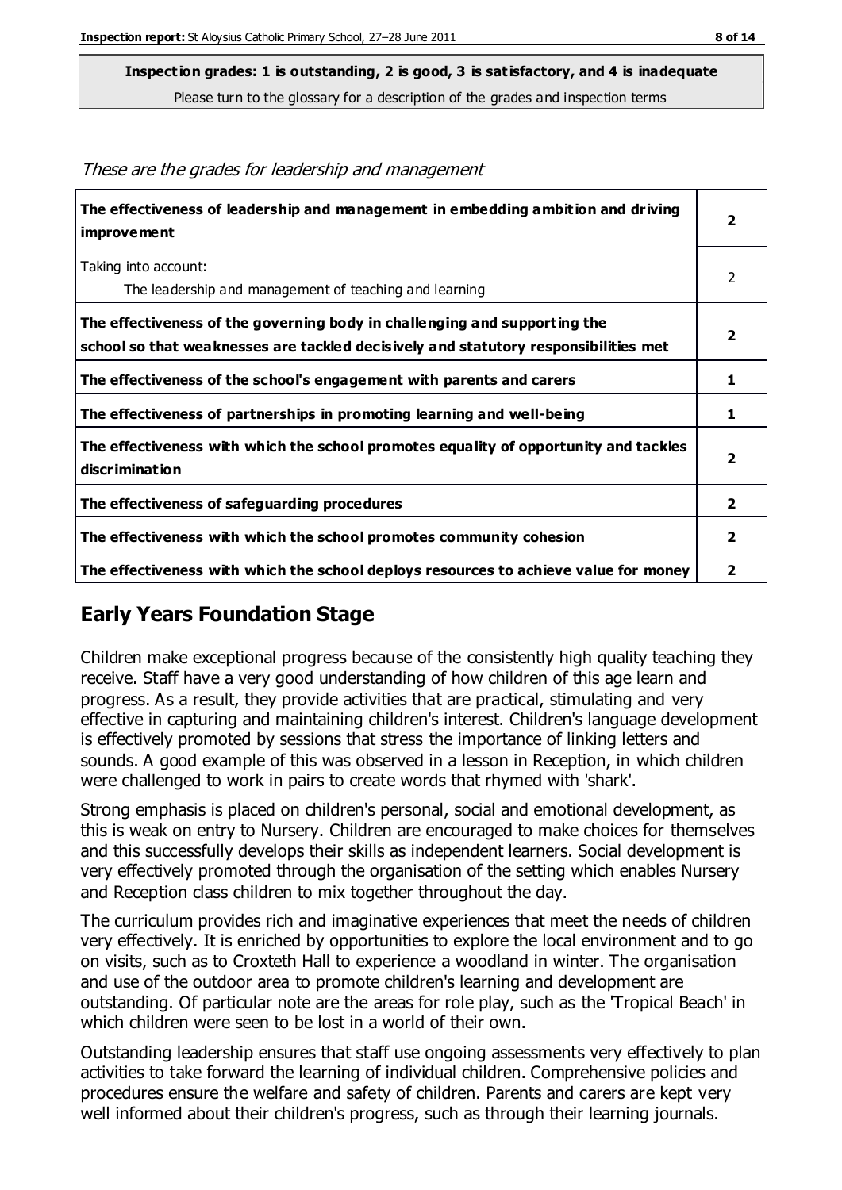**Inspection grades: 1 is outstanding, 2 is good, 3 is satisfactory, and 4 is inadequate**
Please turn to the glossary for a description of the grades and inspection terms

*These are the grades for leadership and management*

| | |
|---|---|
| **The effectiveness of leadership and management in embedding ambition and driving improvement** | **2** |
| Taking into account: The leadership and management of teaching and learning | 2 |
| **The effectiveness of the governing body in challenging and supporting the school so that weaknesses are tackled decisively and statutory responsibilities met** | **2** |
| **The effectiveness of the school's engagement with parents and carers** | **1** |
| **The effectiveness of partnerships in promoting learning and well-being** | **1** |
| **The effectiveness with which the school promotes equality of opportunity and tackles discrimination** | **2** |
| **The effectiveness of safeguarding procedures** | **2** |
| **The effectiveness with which the school promotes community cohesion** | **2** |
| **The effectiveness with which the school deploys resources to achieve value for money** | **2** |

## Early Years Foundation Stage

Children make exceptional progress because of the consistently high quality teaching they receive. Staff have a very good understanding of how children of this age learn and progress. As a result, they provide activities that are practical, stimulating and very effective in capturing and maintaining children's interest. Children's language development is effectively promoted by sessions that stress the importance of linking letters and sounds. A good example of this was observed in a lesson in Reception, in which children were challenged to work in pairs to create words that rhymed with 'shark'.

Strong emphasis is placed on children's personal, social and emotional development, as this is weak on entry to Nursery. Children are encouraged to make choices for themselves and this successfully develops their skills as independent learners. Social development is very effectively promoted through the organisation of the setting which enables Nursery and Reception class children to mix together throughout the day.

The curriculum provides rich and imaginative experiences that meet the needs of children very effectively. It is enriched by opportunities to explore the local environment and to go on visits, such as to Croxteth Hall to experience a woodland in winter. The organisation and use of the outdoor area to promote children's learning and development are outstanding. Of particular note are the areas for role play, such as the 'Tropical Beach' in which children were seen to be lost in a world of their own.

Outstanding leadership ensures that staff use ongoing assessments very effectively to plan activities to take forward the learning of individual children. Comprehensive policies and procedures ensure the welfare and safety of children. Parents and carers are kept very well informed about their children's progress, such as through their learning journals.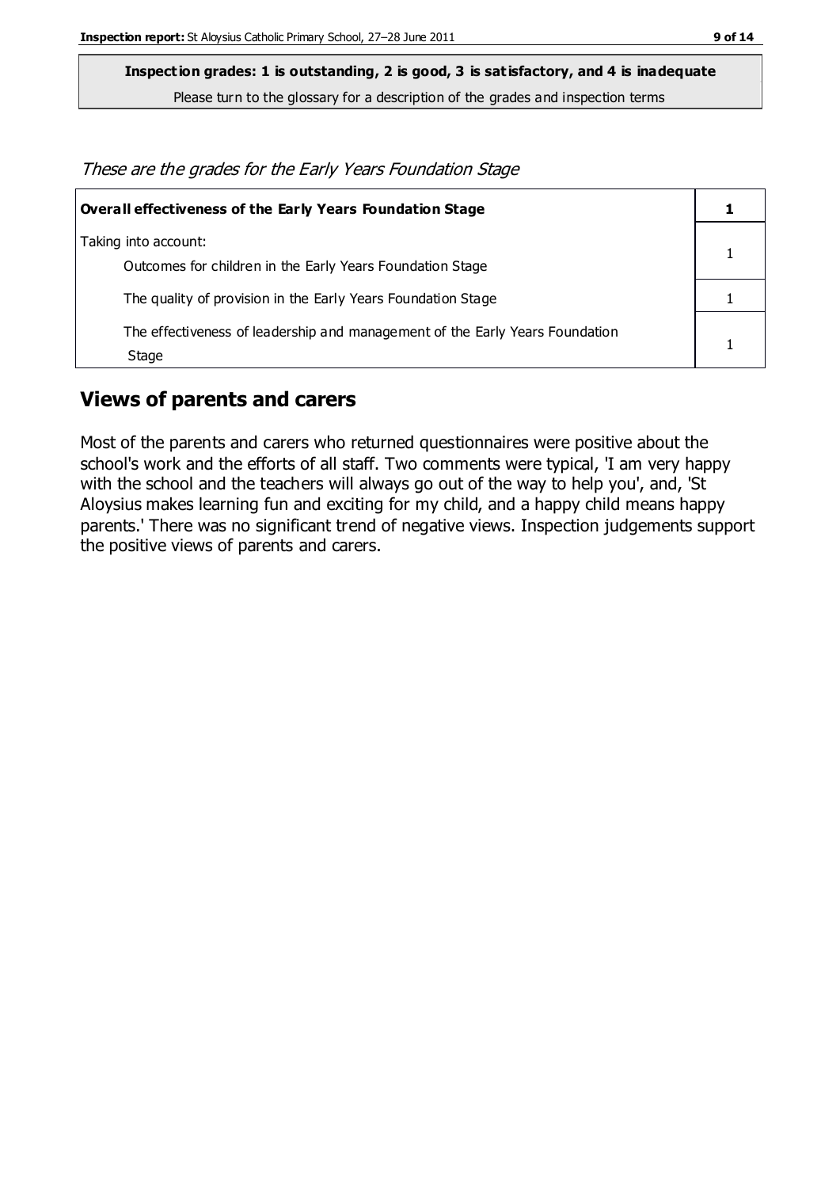**Inspection grades: 1 is outstanding, 2 is good, 3 is satisfactory, and 4 is inadequate**

Please turn to the glossary for a description of the grades and inspection terms

*These are the grades for the Early Years Foundation Stage*

| **Overall effectiveness of the Early Years Foundation Stage** | **1** |
|---|---|
| Taking into account:<br>Outcomes for children in the Early Years Foundation Stage | 1 |
| The quality of provision in the Early Years Foundation Stage | 1 |
| The effectiveness of leadership and management of the Early Years Foundation Stage | 1 |

## Views of parents and carers

Most of the parents and carers who returned questionnaires were positive about the school's work and the efforts of all staff. Two comments were typical, 'I am very happy with the school and the teachers will always go out of the way to help you', and, 'St Aloysius makes learning fun and exciting for my child, and a happy child means happy parents.' There was no significant trend of negative views. Inspection judgements support the positive views of parents and carers.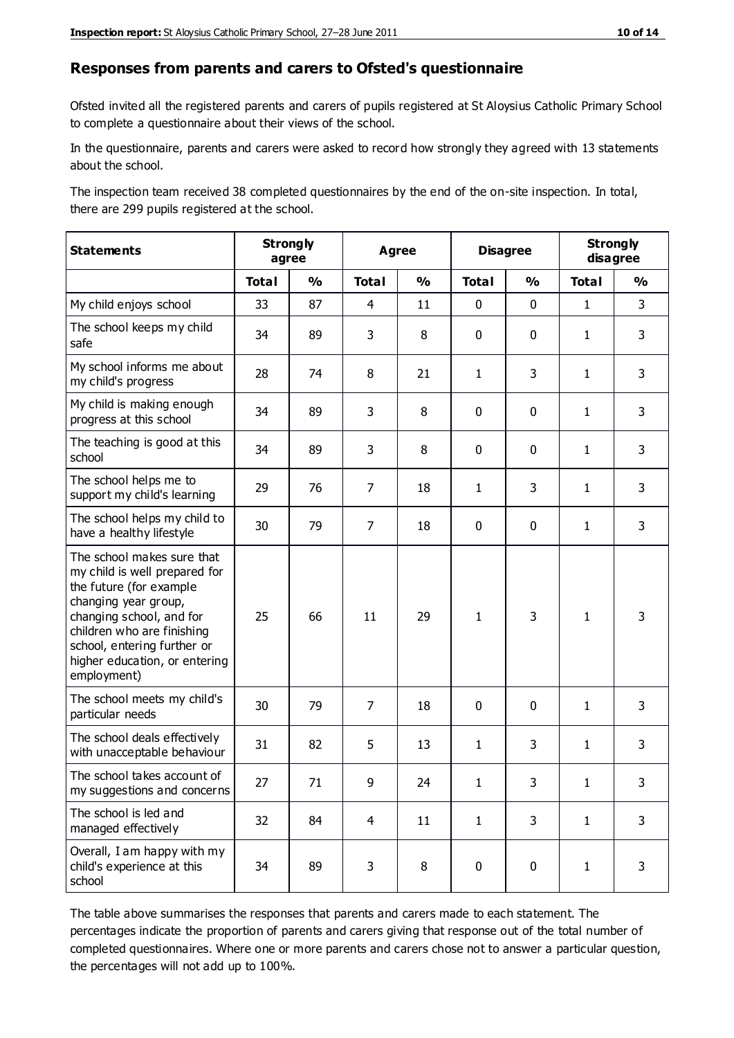## Responses from parents and carers to Ofsted's questionnaire

Ofsted invited all the registered parents and carers of pupils registered at St Aloysius Catholic Primary School to complete a questionnaire about their views of the school.

In the questionnaire, parents and carers were asked to record how strongly they agreed with 13 statements about the school.

The inspection team received 38 completed questionnaires by the end of the on-site inspection. In total, there are 299 pupils registered at the school.

| Statements | Strongly agree | | Agree | | Disagree | | Strongly disagree | |
|---|---|---|---|---|---|---|---|---|
| | Total | % | Total | % | Total | % | Total | % |
| My child enjoys school | 33 | 87 | 4 | 11 | 0 | 0 | 1 | 3 |
| The school keeps my child safe | 34 | 89 | 3 | 8 | 0 | 0 | 1 | 3 |
| My school informs me about my child's progress | 28 | 74 | 8 | 21 | 1 | 3 | 1 | 3 |
| My child is making enough progress at this school | 34 | 89 | 3 | 8 | 0 | 0 | 1 | 3 |
| The teaching is good at this school | 34 | 89 | 3 | 8 | 0 | 0 | 1 | 3 |
| The school helps me to support my child's learning | 29 | 76 | 7 | 18 | 1 | 3 | 1 | 3 |
| The school helps my child to have a healthy lifestyle | 30 | 79 | 7 | 18 | 0 | 0 | 1 | 3 |
| The school makes sure that my child is well prepared for the future (for example changing year group, changing school, and for children who are finishing school, entering further or higher education, or entering employment) | 25 | 66 | 11 | 29 | 1 | 3 | 1 | 3 |
| The school meets my child's particular needs | 30 | 79 | 7 | 18 | 0 | 0 | 1 | 3 |
| The school deals effectively with unacceptable behaviour | 31 | 82 | 5 | 13 | 1 | 3 | 1 | 3 |
| The school takes account of my suggestions and concerns | 27 | 71 | 9 | 24 | 1 | 3 | 1 | 3 |
| The school is led and managed effectively | 32 | 84 | 4 | 11 | 1 | 3 | 1 | 3 |
| Overall, I am happy with my child's experience at this school | 34 | 89 | 3 | 8 | 0 | 0 | 1 | 3 |

The table above summarises the responses that parents and carers made to each statement. The percentages indicate the proportion of parents and carers giving that response out of the total number of completed questionnaires. Where one or more parents and carers chose not to answer a particular question, the percentages will not add up to 100%.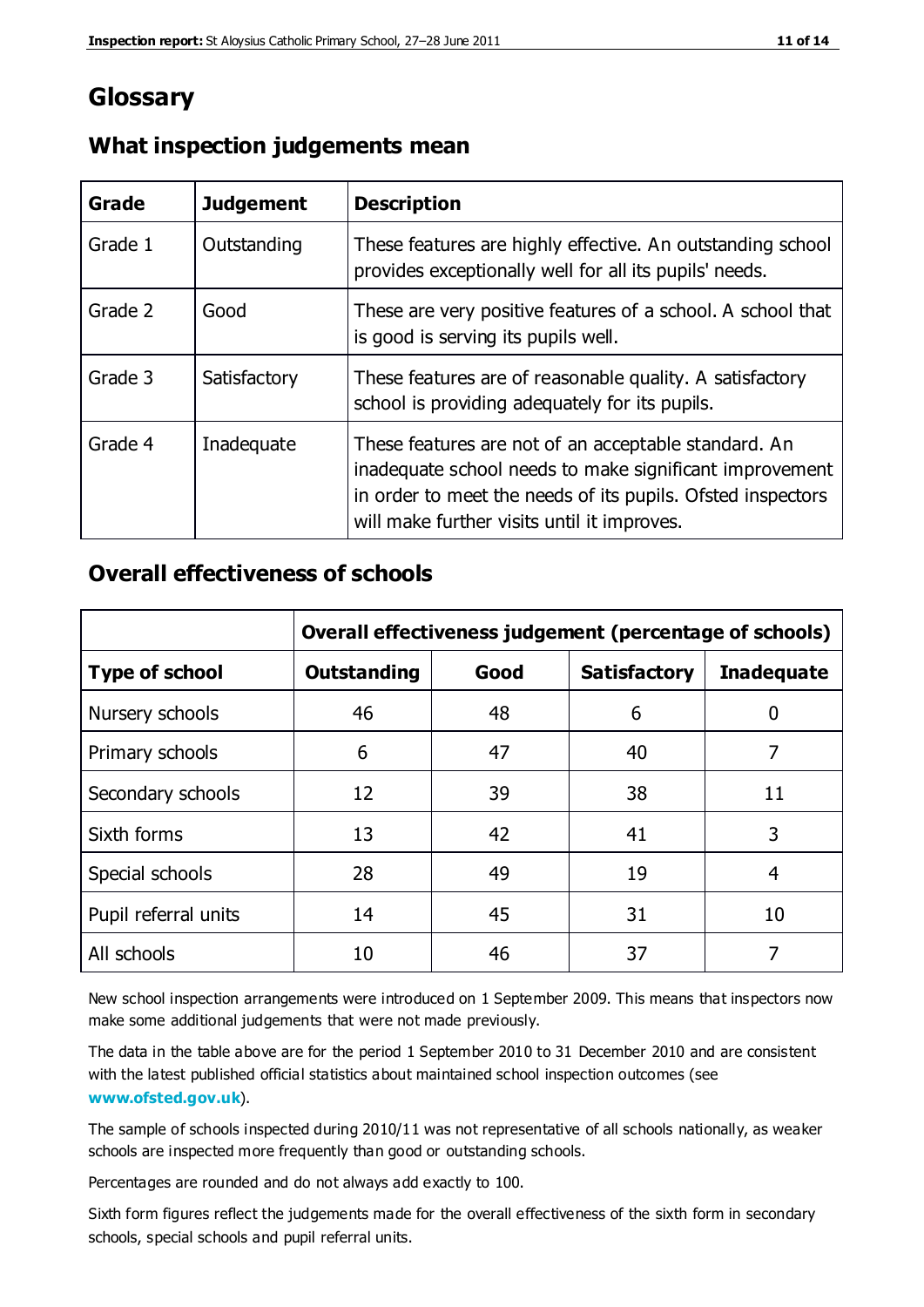# Glossary

## What inspection judgements mean

| Grade | Judgement | Description |
|---|---|---|
| Grade 1 | Outstanding | These features are highly effective. An outstanding school provides exceptionally well for all its pupils' needs. |
| Grade 2 | Good | These are very positive features of a school. A school that is good is serving its pupils well. |
| Grade 3 | Satisfactory | These features are of reasonable quality. A satisfactory school is providing adequately for its pupils. |
| Grade 4 | Inadequate | These features are not of an acceptable standard. An inadequate school needs to make significant improvement in order to meet the needs of its pupils. Ofsted inspectors will make further visits until it improves. |

## Overall effectiveness of schools

| | Overall effectiveness judgement (percentage of schools) | | | |
|---|---|---|---|---|
| **Type of school** | **Outstanding** | **Good** | **Satisfactory** | **Inadequate** |
| Nursery schools | 46 | 48 | 6 | 0 |
| Primary schools | 6 | 47 | 40 | 7 |
| Secondary schools | 12 | 39 | 38 | 11 |
| Sixth forms | 13 | 42 | 41 | 3 |
| Special schools | 28 | 49 | 19 | 4 |
| Pupil referral units | 14 | 45 | 31 | 10 |
| All schools | 10 | 46 | 37 | 7 |

New school inspection arrangements were introduced on 1 September 2009. This means that inspectors now make some additional judgements that were not made previously.

The data in the table above are for the period 1 September 2010 to 31 December 2010 and are consistent with the latest published official statistics about maintained school inspection outcomes (see **www.ofsted.gov.uk**).

The sample of schools inspected during 2010/11 was not representative of all schools nationally, as weaker schools are inspected more frequently than good or outstanding schools.

Percentages are rounded and do not always add exactly to 100.

Sixth form figures reflect the judgements made for the overall effectiveness of the sixth form in secondary schools, special schools and pupil referral units.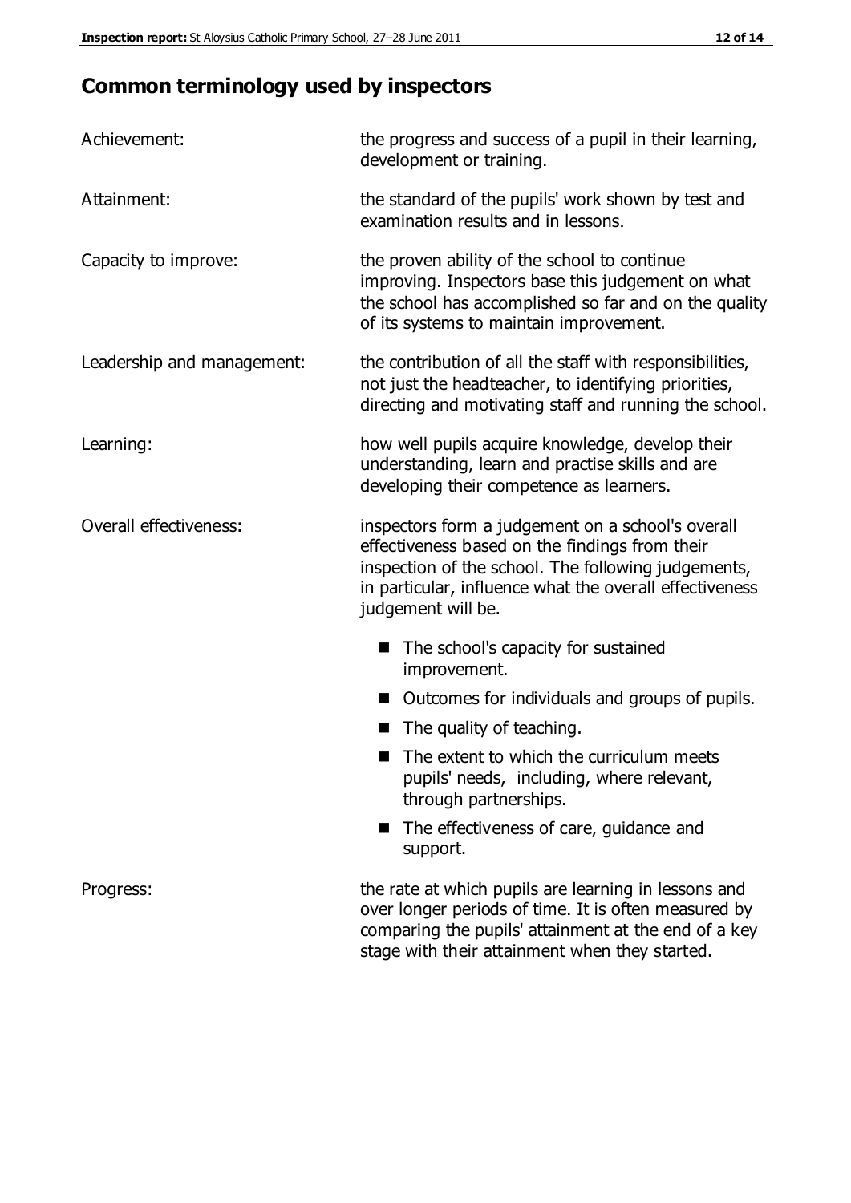## Common terminology used by inspectors

| | |
|---|---|
| Achievement: | the progress and success of a pupil in their learning, development or training. |
| Attainment: | the standard of the pupils' work shown by test and examination results and in lessons. |
| Capacity to improve: | the proven ability of the school to continue improving. Inspectors base this judgement on what the school has accomplished so far and on the quality of its systems to maintain improvement. |
| Leadership and management: | the contribution of all the staff with responsibilities, not just the headteacher, to identifying priorities, directing and motivating staff and running the school. |
| Learning: | how well pupils acquire knowledge, develop their understanding, learn and practise skills and are developing their competence as learners. |
| Overall effectiveness: | inspectors form a judgement on a school's overall effectiveness based on the findings from their inspection of the school. The following judgements, in particular, influence what the overall effectiveness judgement will be. |

- The school's capacity for sustained improvement.
- Outcomes for individuals and groups of pupils.
- The quality of teaching.
- The extent to which the curriculum meets pupils' needs, including, where relevant, through partnerships.
- The effectiveness of care, guidance and support.

| | |
|---|---|
| Progress: | the rate at which pupils are learning in lessons and over longer periods of time. It is often measured by comparing the pupils' attainment at the end of a key stage with their attainment when they started. |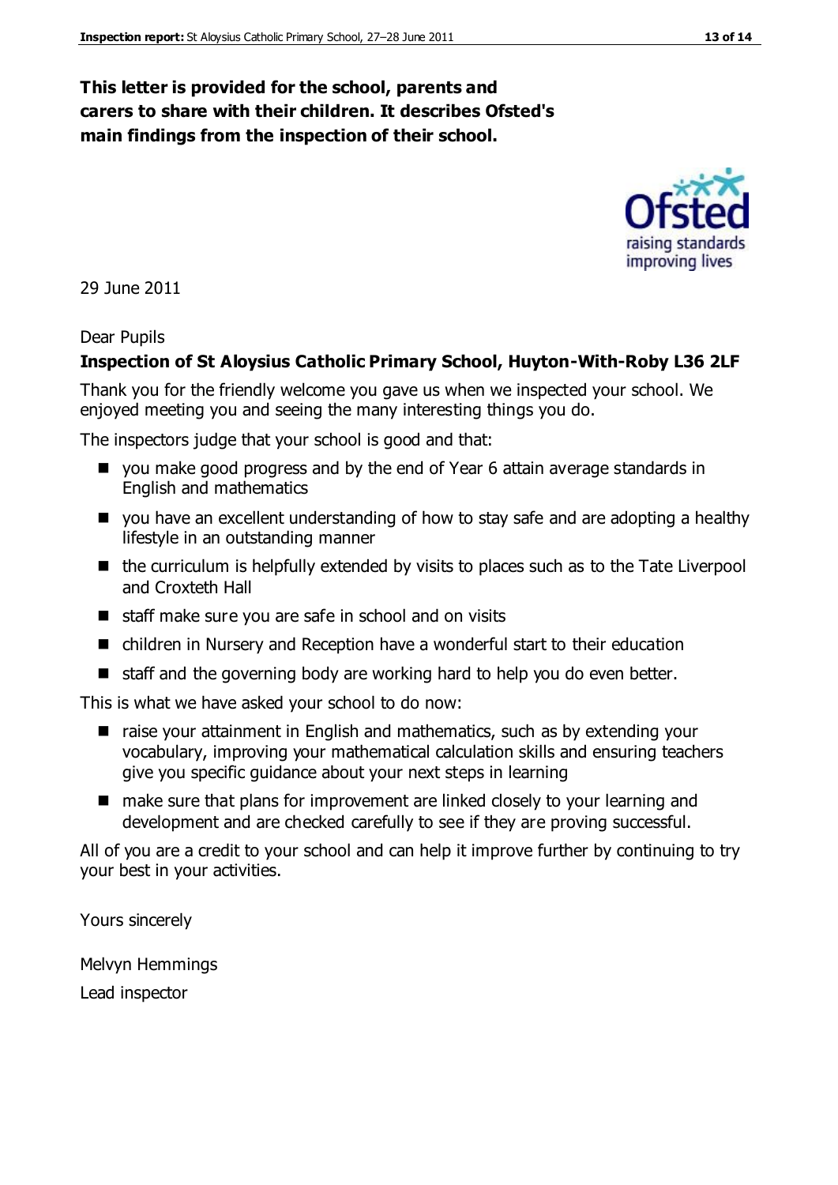**This letter is provided for the school, parents and carers to share with their children. It describes Ofsted's main findings from the inspection of their school.**

29 June 2011

Dear Pupils

**Inspection of St Aloysius Catholic Primary School, Huyton-With-Roby L36 2LF**

Thank you for the friendly welcome you gave us when we inspected your school. We enjoyed meeting you and seeing the many interesting things you do.

The inspectors judge that your school is good and that:

- you make good progress and by the end of Year 6 attain average standards in English and mathematics
- you have an excellent understanding of how to stay safe and are adopting a healthy lifestyle in an outstanding manner
- the curriculum is helpfully extended by visits to places such as to the Tate Liverpool and Croxteth Hall
- staff make sure you are safe in school and on visits
- children in Nursery and Reception have a wonderful start to their education
- staff and the governing body are working hard to help you do even better.

This is what we have asked your school to do now:

- raise your attainment in English and mathematics, such as by extending your vocabulary, improving your mathematical calculation skills and ensuring teachers give you specific guidance about your next steps in learning
- make sure that plans for improvement are linked closely to your learning and development and are checked carefully to see if they are proving successful.

All of you are a credit to your school and can help it improve further by continuing to try your best in your activities.

Yours sincerely

Melvyn Hemmings

Lead inspector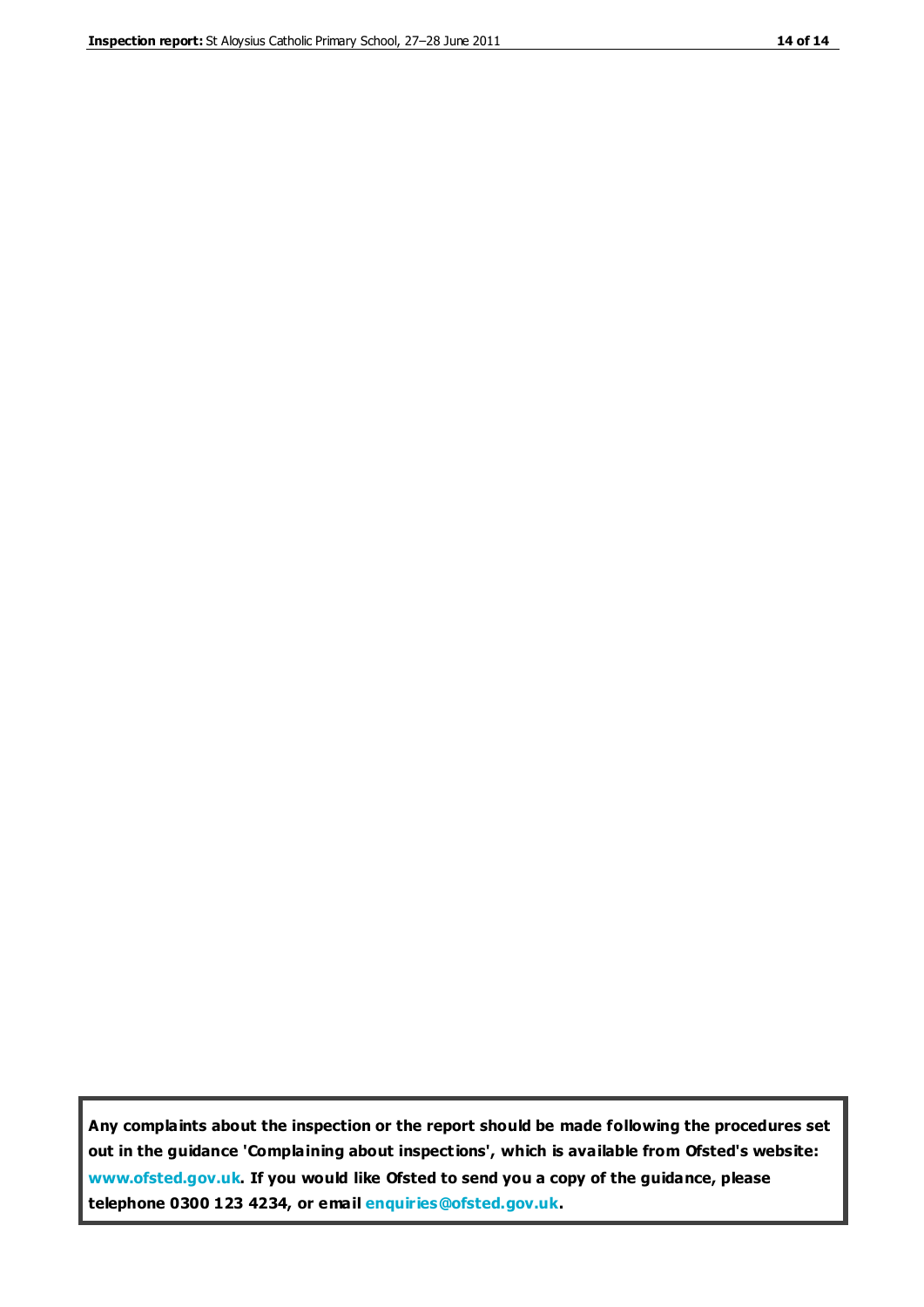**Any complaints about the inspection or the report should be made following the procedures set out in the guidance 'Complaining about inspections', which is available from Ofsted's website: www.ofsted.gov.uk. If you would like Ofsted to send you a copy of the guidance, please telephone 0300 123 4234, or email enquiries@ofsted.gov.uk.**